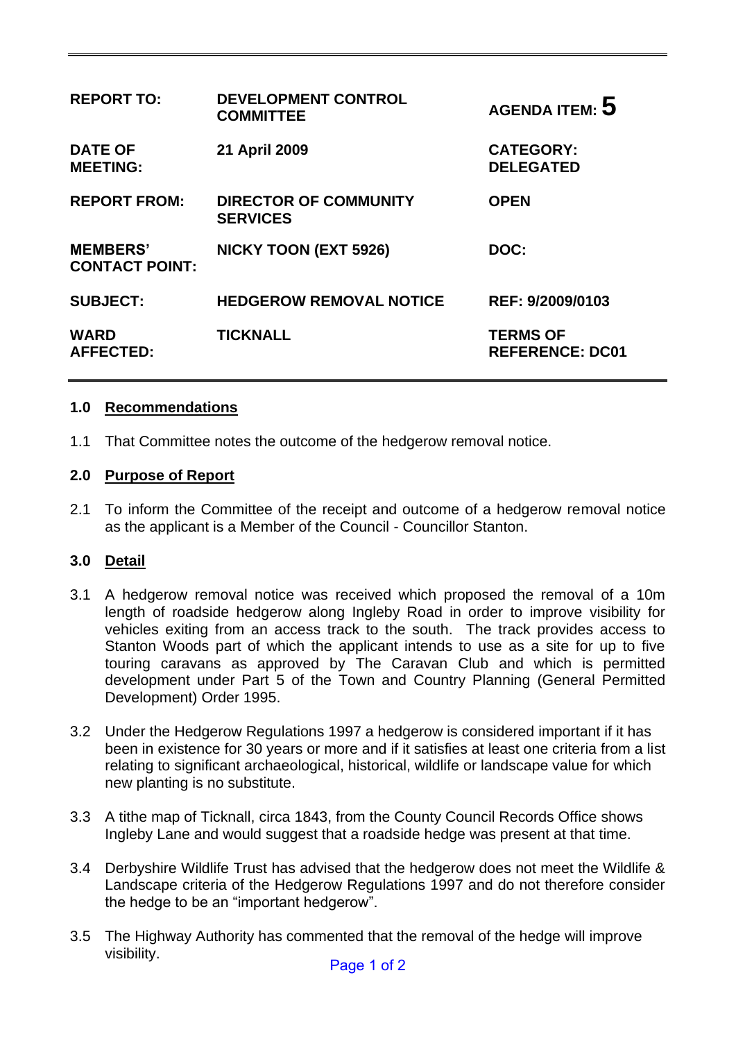| | | |
|---|---|---|
| **REPORT TO:** | **DEVELOPMENT CONTROL COMMITTEE** | **AGENDA ITEM: 5** |
| **DATE OF MEETING:** | **21 April 2009** | **CATEGORY: DELEGATED** |
| **REPORT FROM:** | **DIRECTOR OF COMMUNITY SERVICES** | **OPEN** |
| **MEMBERS' CONTACT POINT:** | **NICKY TOON (EXT 5926)** | **DOC:** |
| **SUBJECT:** | **HEDGEROW REMOVAL NOTICE** | **REF: 9/2009/0103** |
| **WARD AFFECTED:** | **TICKNALL** | **TERMS OF REFERENCE: DC01** |

## 1.0 Recommendations

1.1 That Committee notes the outcome of the hedgerow removal notice.

## 2.0 Purpose of Report

2.1 To inform the Committee of the receipt and outcome of a hedgerow removal notice as the applicant is a Member of the Council - Councillor Stanton.

## 3.0 Detail

3.1 A hedgerow removal notice was received which proposed the removal of a 10m length of roadside hedgerow along Ingleby Road in order to improve visibility for vehicles exiting from an access track to the south. The track provides access to Stanton Woods part of which the applicant intends to use as a site for up to five touring caravans as approved by The Caravan Club and which is permitted development under Part 5 of the Town and Country Planning (General Permitted Development) Order 1995.

3.2 Under the Hedgerow Regulations 1997 a hedgerow is considered important if it has been in existence for 30 years or more and if it satisfies at least one criteria from a list relating to significant archaeological, historical, wildlife or landscape value for which new planting is no substitute.

3.3 A tithe map of Ticknall, circa 1843, from the County Council Records Office shows Ingleby Lane and would suggest that a roadside hedge was present at that time.

3.4 Derbyshire Wildlife Trust has advised that the hedgerow does not meet the Wildlife & Landscape criteria of the Hedgerow Regulations 1997 and do not therefore consider the hedge to be an "important hedgerow".

3.5 The Highway Authority has commented that the removal of the hedge will improve visibility.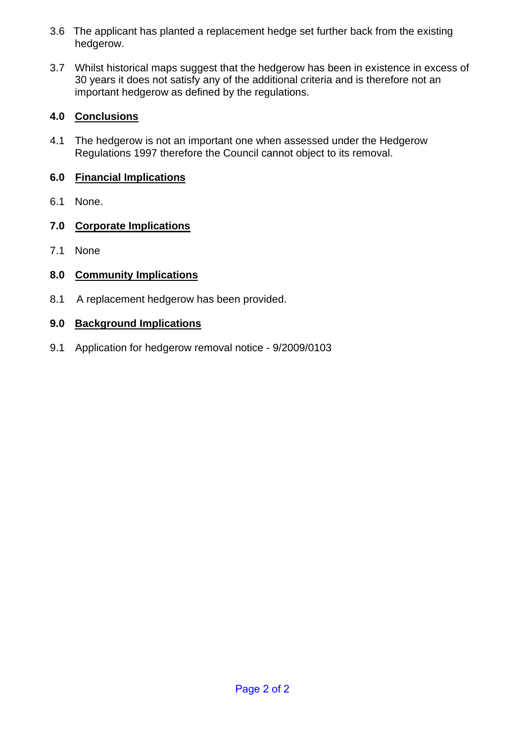3.6 The applicant has planted a replacement hedge set further back from the existing hedgerow.

3.7 Whilst historical maps suggest that the hedgerow has been in existence in excess of 30 years it does not satisfy any of the additional criteria and is therefore not an important hedgerow as defined by the regulations.

## 4.0 Conclusions

4.1 The hedgerow is not an important one when assessed under the Hedgerow Regulations 1997 therefore the Council cannot object to its removal.

## 6.0 Financial Implications

6.1 None.

## 7.0 Corporate Implications

7.1 None

## 8.0 Community Implications

8.1 A replacement hedgerow has been provided.

## 9.0 Background Implications

9.1 Application for hedgerow removal notice - 9/2009/0103